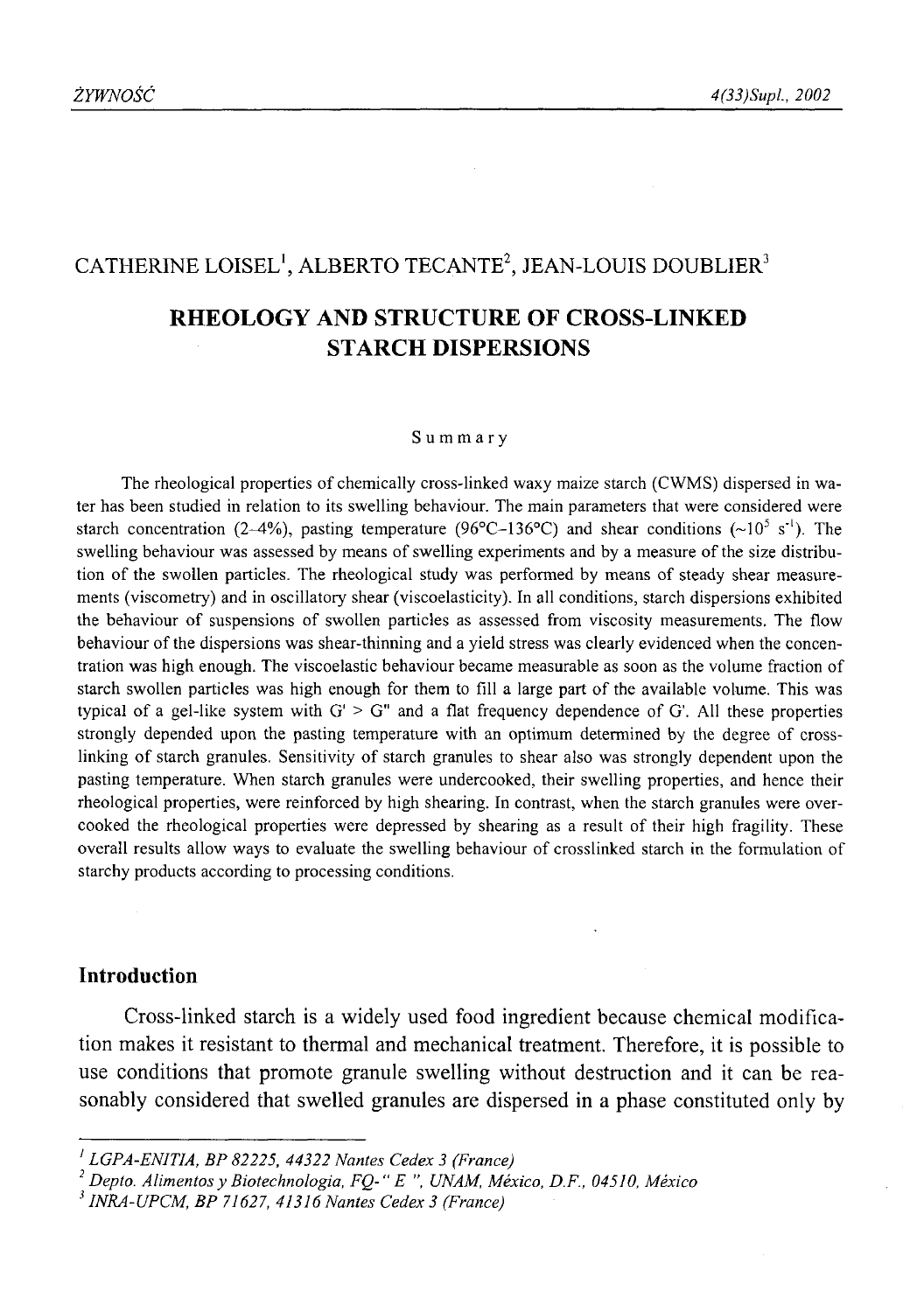CATHERINE LOISEL[1], ALBERTO TECANTE[2], JEAN-LOUIS DOUBLIER[3]

# RHEOLOGY AND STRUCTURE OF CROSS-LINKED STARCH DISPERSIONS

## Summary

The rheological properties of chemically cross-linked waxy maize starch (CWMS) dispersed in water has been studied in relation to its swelling behaviour. The main parameters that were considered were starch concentration (2–4%), pasting temperature (96°C–136°C) and shear conditions (~$10^5$ $s^{-1}$). The swelling behaviour was assessed by means of swelling experiments and by a measure of the size distribution of the swollen particles. The rheological study was performed by means of steady shear measurements (viscometry) and in oscillatory shear (viscoelasticity). In all conditions, starch dispersions exhibited the behaviour of suspensions of swollen particles as assessed from viscosity measurements. The flow behaviour of the dispersions was shear-thinning and a yield stress was clearly evidenced when the concentration was high enough. The viscoelastic behaviour became measurable as soon as the volume fraction of starch swollen particles was high enough for them to fill a large part of the available volume. This was typical of a gel-like system with G' > G" and a flat frequency dependence of G'. All these properties strongly depended upon the pasting temperature with an optimum determined by the degree of cross-linking of starch granules. Sensitivity of starch granules to shear also was strongly dependent upon the pasting temperature. When starch granules were undercooked, their swelling properties, and hence their rheological properties, were reinforced by high shearing. In contrast, when the starch granules were overcooked the rheological properties were depressed by shearing as a result of their high fragility. These overall results allow ways to evaluate the swelling behaviour of crosslinked starch in the formulation of starchy products according to processing conditions.

## Introduction

Cross-linked starch is a widely used food ingredient because chemical modification makes it resistant to thermal and mechanical treatment. Therefore, it is possible to use conditions that promote granule swelling without destruction and it can be reasonably considered that swelled granules are dispersed in a phase constituted only by

---

[1] LGPA-ENITIA, BP 82225, 44322 Nantes Cedex 3 (France)

[2] Depto. Alimentos y Biotechnologia, FQ-" E ", UNAM, México, D.F., 04510, México

[3] INRA-UPCM, BP 71627, 41316 Nantes Cedex 3 (France)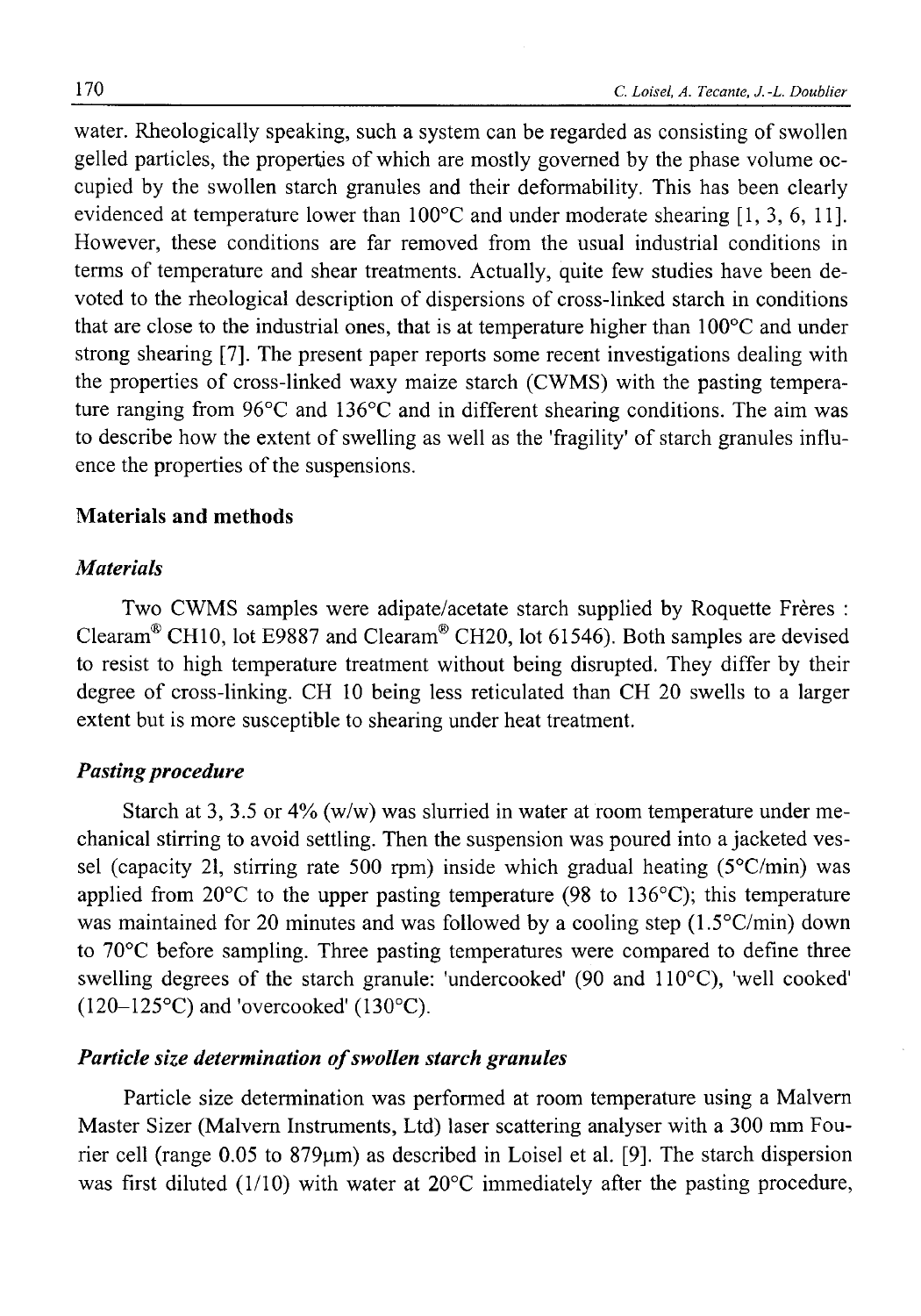water. Rheologically speaking, such a system can be regarded as consisting of swollen gelled particles, the properties of which are mostly governed by the phase volume occupied by the swollen starch granules and their deformability. This has been clearly evidenced at temperature lower than 100°C and under moderate shearing [1, 3, 6, 11]. However, these conditions are far removed from the usual industrial conditions in terms of temperature and shear treatments. Actually, quite few studies have been devoted to the rheological description of dispersions of cross-linked starch in conditions that are close to the industrial ones, that is at temperature higher than 100°C and under strong shearing [7]. The present paper reports some recent investigations dealing with the properties of cross-linked waxy maize starch (CWMS) with the pasting temperature ranging from 96°C and 136°C and in different shearing conditions. The aim was to describe how the extent of swelling as well as the 'fragility' of starch granules influence the properties of the suspensions.

## Materials and methods

### *Materials*

Two CWMS samples were adipate/acetate starch supplied by Roquette Frères : Clearam® CH10, lot E9887 and Clearam® CH20, lot 61546). Both samples are devised to resist to high temperature treatment without being disrupted. They differ by their degree of cross-linking. CH 10 being less reticulated than CH 20 swells to a larger extent but is more susceptible to shearing under heat treatment.

### *Pasting procedure*

Starch at 3, 3.5 or 4% (w/w) was slurried in water at room temperature under mechanical stirring to avoid settling. Then the suspension was poured into a jacketed vessel (capacity 2l, stirring rate 500 rpm) inside which gradual heating (5°C/min) was applied from 20°C to the upper pasting temperature (98 to 136°C); this temperature was maintained for 20 minutes and was followed by a cooling step (1.5°C/min) down to 70°C before sampling. Three pasting temperatures were compared to define three swelling degrees of the starch granule: 'undercooked' (90 and 110°C), 'well cooked' (120–125°C) and 'overcooked' (130°C).

### *Particle size determination of swollen starch granules*

Particle size determination was performed at room temperature using a Malvern Master Sizer (Malvern Instruments, Ltd) laser scattering analyser with a 300 mm Fourier cell (range 0.05 to 879μm) as described in Loisel et al. [9]. The starch dispersion was first diluted (1/10) with water at 20°C immediately after the pasting procedure,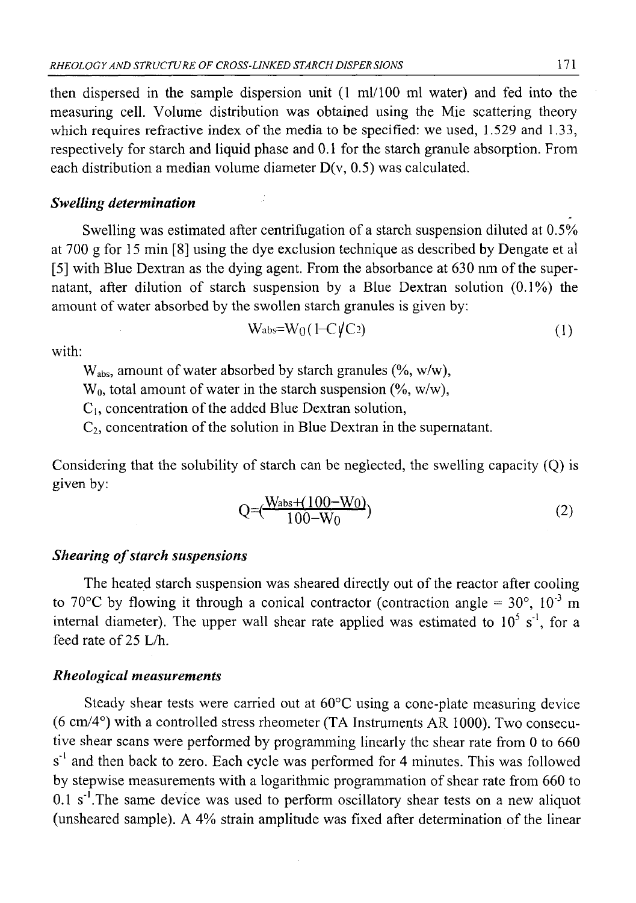then dispersed in the sample dispersion unit (1 ml/100 ml water) and fed into the measuring cell. Volume distribution was obtained using the Mie scattering theory which requires refractive index of the media to be specified: we used, 1.529 and 1.33, respectively for starch and liquid phase and 0.1 for the starch granule absorption. From each distribution a median volume diameter D(v, 0.5) was calculated.

### *Swelling determination*

Swelling was estimated after centrifugation of a starch suspension diluted at 0.5% at 700 g for 15 min [8] using the dye exclusion technique as described by Dengate et al [5] with Blue Dextran as the dying agent. From the absorbance at 630 nm of the supernatant, after dilution of starch suspension by a Blue Dextran solution (0.1%) the amount of water absorbed by the swollen starch granules is given by:

$$W_{abs}=W_0(1-C_1/C_2) \tag{1}$$

with:

$W_{abs}$, amount of water absorbed by starch granules (%, w/w),
$W_0$, total amount of water in the starch suspension (%, w/w),
$C_1$, concentration of the added Blue Dextran solution,
$C_2$, concentration of the solution in Blue Dextran in the supernatant.

Considering that the solubility of starch can be neglected, the swelling capacity (Q) is given by:

$$Q=\left(\frac{W_{abs}+(100-W_0)}{100-W_0}\right) \tag{2}$$

### *Shearing of starch suspensions*

The heated starch suspension was sheared directly out of the reactor after cooling to 70°C by flowing it through a conical contractor (contraction angle = 30°, $10^{-3}$ m internal diameter). The upper wall shear rate applied was estimated to $10^5$ $s^{-1}$, for a feed rate of 25 L/h.

### *Rheological measurements*

Steady shear tests were carried out at 60°C using a cone-plate measuring device (6 cm/4°) with a controlled stress rheometer (TA Instruments AR 1000). Two consecutive shear scans were performed by programming linearly the shear rate from 0 to 660 $s^{-1}$ and then back to zero. Each cycle was performed for 4 minutes. This was followed by stepwise measurements with a logarithmic programmation of shear rate from 660 to 0.1 $s^{-1}$. The same device was used to perform oscillatory shear tests on a new aliquot (unsheared sample). A 4% strain amplitude was fixed after determination of the linear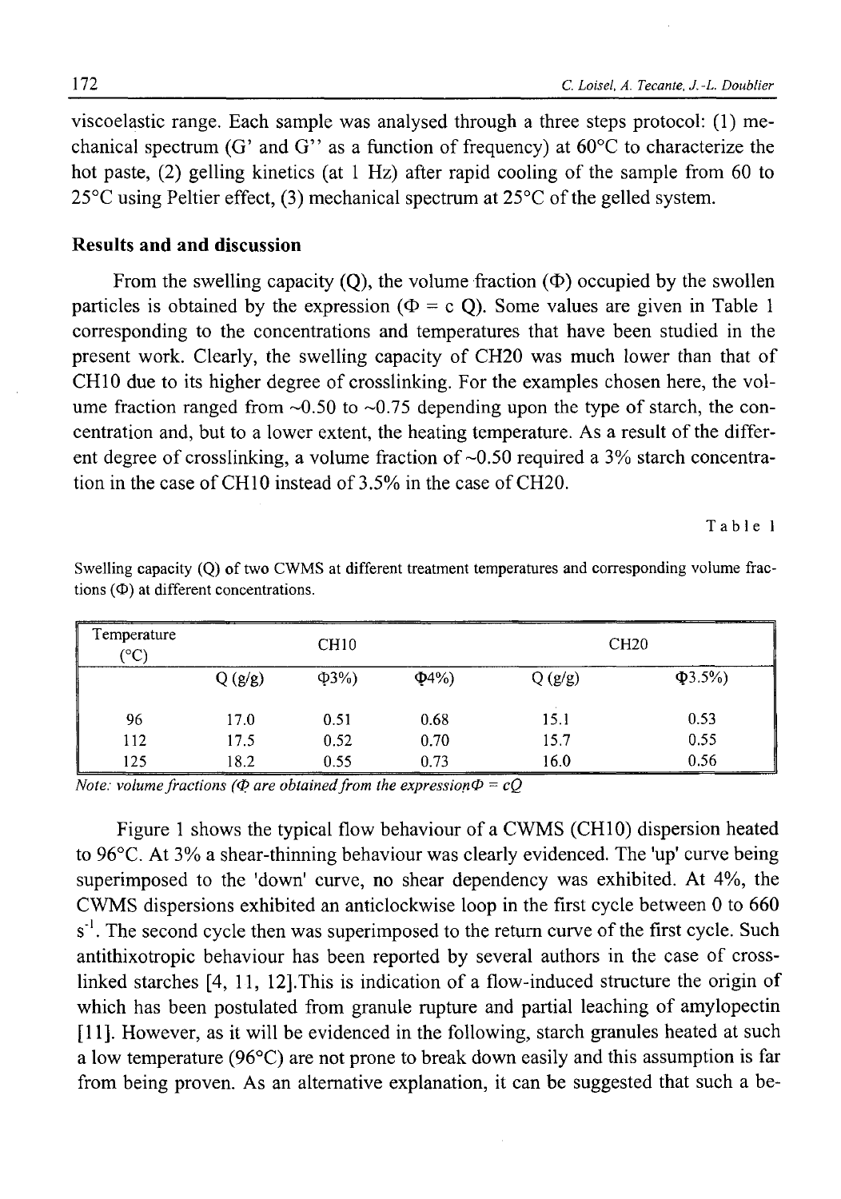viscoelastic range. Each sample was analysed through a three steps protocol: (1) mechanical spectrum (G' and G'' as a function of frequency) at 60°C to characterize the hot paste, (2) gelling kinetics (at 1 Hz) after rapid cooling of the sample from 60 to 25°C using Peltier effect, (3) mechanical spectrum at 25°C of the gelled system.

### Results and and discussion

From the swelling capacity (Q), the volume fraction (Φ) occupied by the swollen particles is obtained by the expression (Φ = c Q). Some values are given in Table 1 corresponding to the concentrations and temperatures that have been studied in the present work. Clearly, the swelling capacity of CH20 was much lower than that of CH10 due to its higher degree of crosslinking. For the examples chosen here, the volume fraction ranged from ~0.50 to ~0.75 depending upon the type of starch, the concentration and, but to a lower extent, the heating temperature. As a result of the different degree of crosslinking, a volume fraction of ~0.50 required a 3% starch concentration in the case of CH10 instead of 3.5% in the case of CH20.

Table 1

Swelling capacity (Q) of two CWMS at different treatment temperatures and corresponding volume fractions (Φ) at different concentrations.

| Temperature (°C) | CH10 | | | CH20 | |
|---|---|---|---|---|---|
| | Q (g/g) | Φ3%) | Φ4%) | Q (g/g) | Φ3.5%) |
| 96 | 17.0 | 0.51 | 0.68 | 15.1 | 0.53 |
| 112 | 17.5 | 0.52 | 0.70 | 15.7 | 0.55 |
| 125 | 18.2 | 0.55 | 0.73 | 16.0 | 0.56 |

*Note: volume fractions (Φ are obtained from the expression Φ = cQ*

Figure 1 shows the typical flow behaviour of a CWMS (CH10) dispersion heated to 96°C. At 3% a shear-thinning behaviour was clearly evidenced. The 'up' curve being superimposed to the 'down' curve, no shear dependency was exhibited. At 4%, the CWMS dispersions exhibited an anticlockwise loop in the first cycle between 0 to 660 $s^{-1}$. The second cycle then was superimposed to the return curve of the first cycle. Such antithixotropic behaviour has been reported by several authors in the case of cross-linked starches [4, 11, 12].This is indication of a flow-induced structure the origin of which has been postulated from granule rupture and partial leaching of amylopectin [11]. However, as it will be evidenced in the following, starch granules heated at such a low temperature (96°C) are not prone to break down easily and this assumption is far from being proven. As an alternative explanation, it can be suggested that such a be-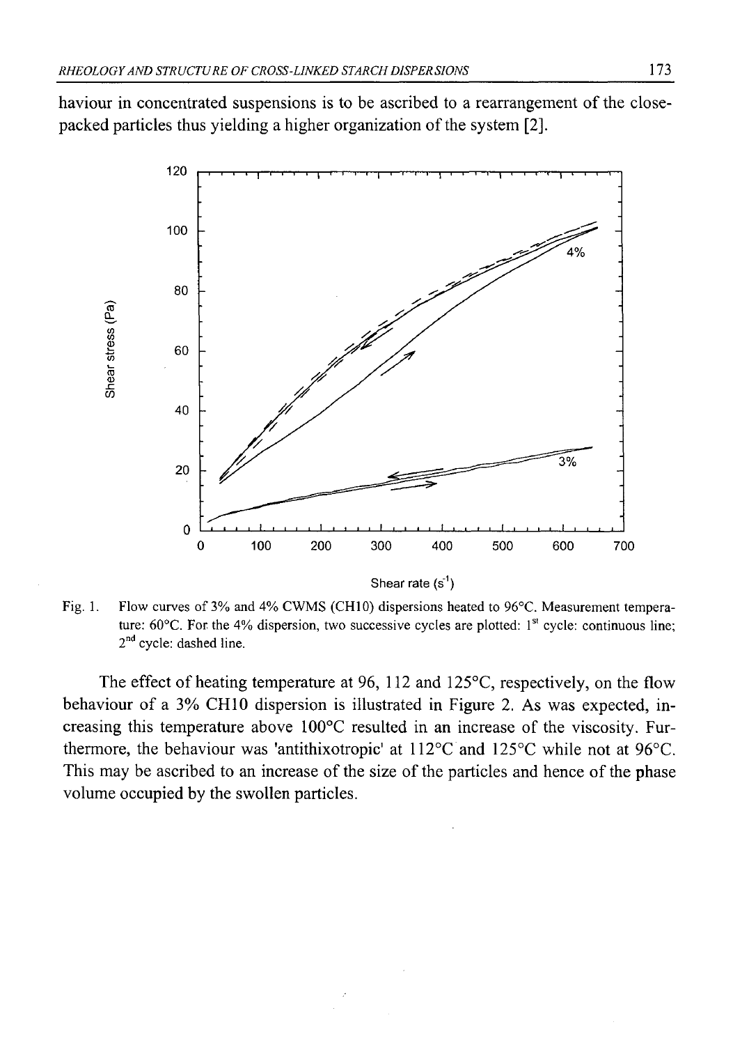haviour in concentrated suspensions is to be ascribed to a rearrangement of the close-packed particles thus yielding a higher organization of the system [2].

Fig. 1. Flow curves of 3% and 4% CWMS (CH10) dispersions heated to 96°C. Measurement temperature: 60°C. For the 4% dispersion, two successive cycles are plotted: 1st cycle: continuous line; 2nd cycle: dashed line.

The effect of heating temperature at 96, 112 and 125°C, respectively, on the flow behaviour of a 3% CH10 dispersion is illustrated in Figure 2. As was expected, increasing this temperature above 100°C resulted in an increase of the viscosity. Furthermore, the behaviour was 'antithixotropic' at 112°C and 125°C while not at 96°C. This may be ascribed to an increase of the size of the particles and hence of the phase volume occupied by the swollen particles.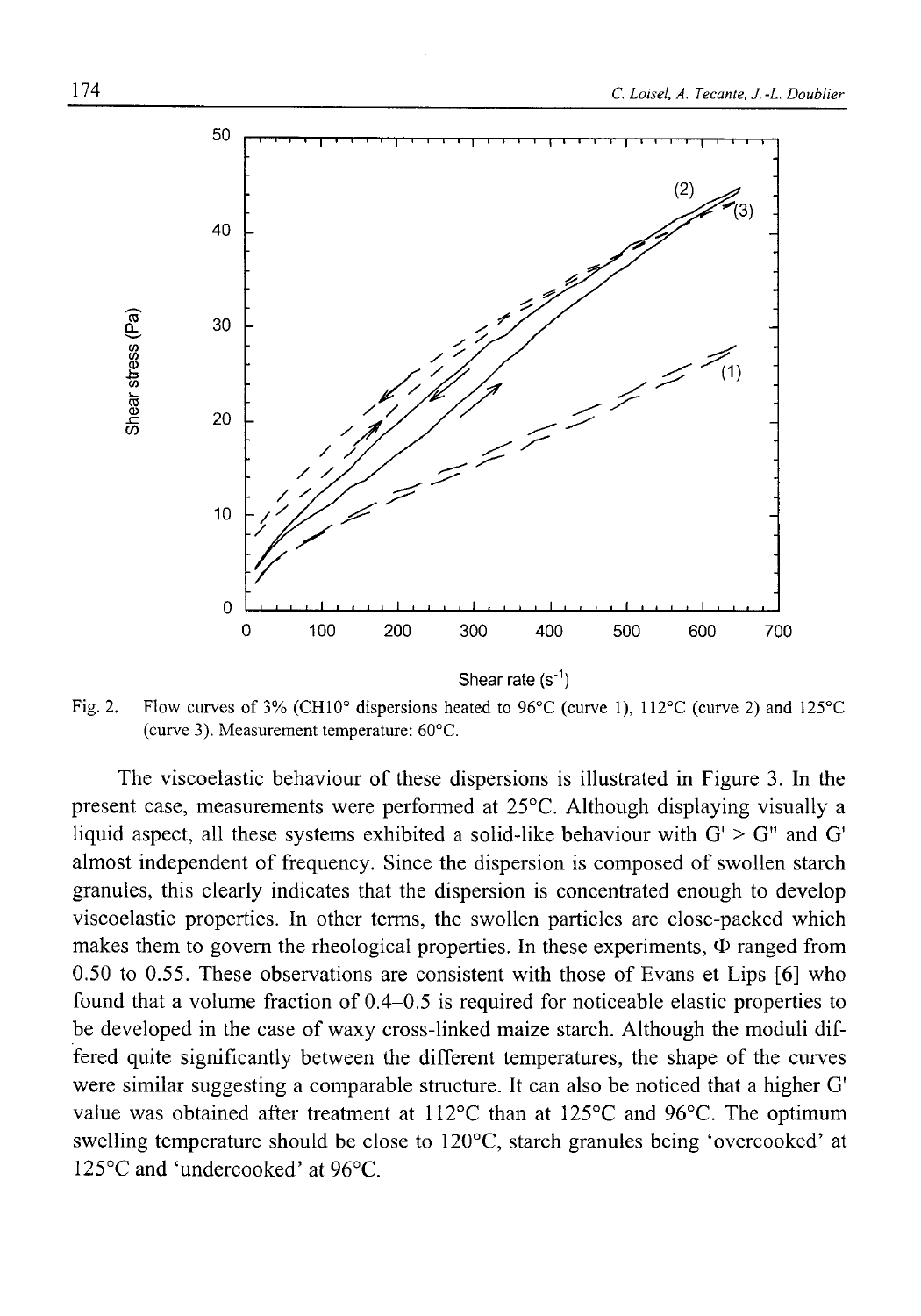Fig. 2. Flow curves of 3% (CH10° dispersions heated to 96°C (curve 1), 112°C (curve 2) and 125°C (curve 3). Measurement temperature: 60°C.

The viscoelastic behaviour of these dispersions is illustrated in Figure 3. In the present case, measurements were performed at 25°C. Although displaying visually a liquid aspect, all these systems exhibited a solid-like behaviour with G' > G" and G' almost independent of frequency. Since the dispersion is composed of swollen starch granules, this clearly indicates that the dispersion is concentrated enough to develop viscoelastic properties. In other terms, the swollen particles are close-packed which makes them to govern the rheological properties. In these experiments, $\Phi$ ranged from 0.50 to 0.55. These observations are consistent with those of Evans et Lips [6] who found that a volume fraction of 0.4–0.5 is required for noticeable elastic properties to be developed in the case of waxy cross-linked maize starch. Although the moduli differed quite significantly between the different temperatures, the shape of the curves were similar suggesting a comparable structure. It can also be noticed that a higher G' value was obtained after treatment at 112°C than at 125°C and 96°C. The optimum swelling temperature should be close to 120°C, starch granules being 'overcooked' at 125°C and 'undercooked' at 96°C.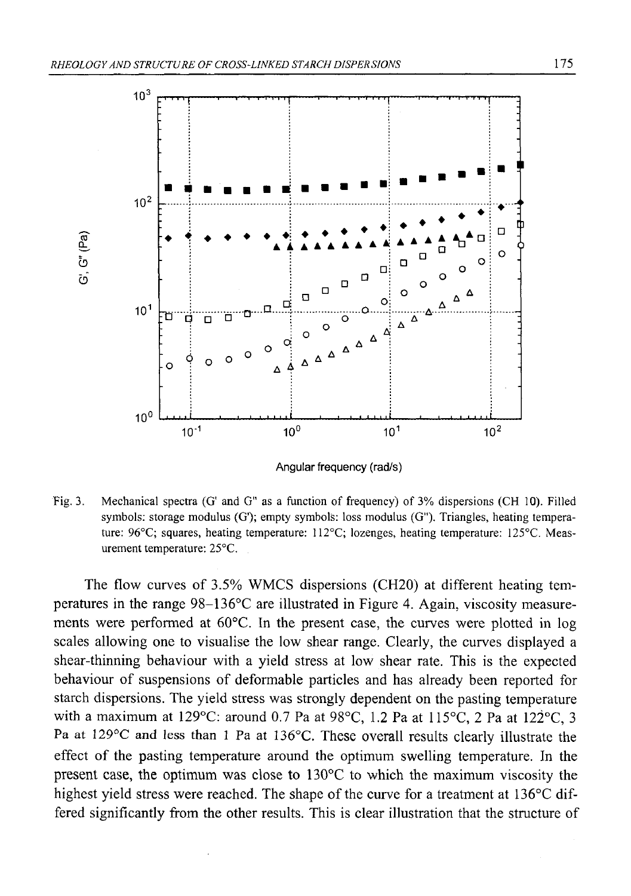Fig. 3. Mechanical spectra (G' and G" as a function of frequency) of 3% dispersions (CH 10). Filled symbols: storage modulus (G'); empty symbols: loss modulus (G"). Triangles, heating temperature: 96°C; squares, heating temperature: 112°C; lozenges, heating temperature: 125°C. Measurement temperature: 25°C.

The flow curves of 3.5% WMCS dispersions (CH20) at different heating temperatures in the range 98–136°C are illustrated in Figure 4. Again, viscosity measurements were performed at 60°C. In the present case, the curves were plotted in log scales allowing one to visualise the low shear range. Clearly, the curves displayed a shear-thinning behaviour with a yield stress at low shear rate. This is the expected behaviour of suspensions of deformable particles and has already been reported for starch dispersions. The yield stress was strongly dependent on the pasting temperature with a maximum at 129°C: around 0.7 Pa at 98°C, 1.2 Pa at 115°C, 2 Pa at 122°C, 3 Pa at 129°C and less than 1 Pa at 136°C. These overall results clearly illustrate the effect of the pasting temperature around the optimum swelling temperature. In the present case, the optimum was close to 130°C to which the maximum viscosity the highest yield stress were reached. The shape of the curve for a treatment at 136°C differed significantly from the other results. This is clear illustration that the structure of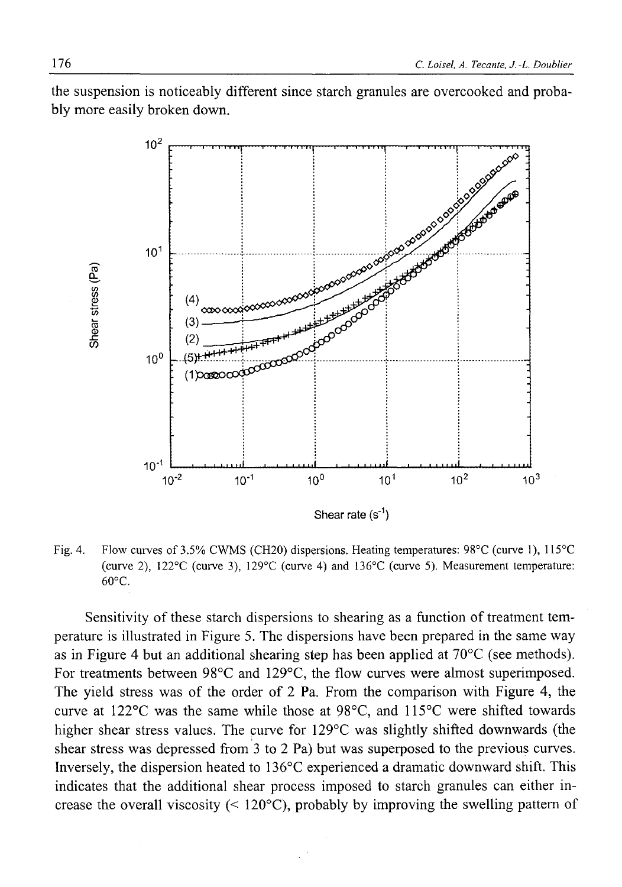the suspension is noticeably different since starch granules are overcooked and probably more easily broken down.

Fig. 4. Flow curves of 3.5% CWMS (CH20) dispersions. Heating temperatures: 98°C (curve 1), 115°C (curve 2), 122°C (curve 3), 129°C (curve 4) and 136°C (curve 5). Measurement temperature: 60°C.

Sensitivity of these starch dispersions to shearing as a function of treatment temperature is illustrated in Figure 5. The dispersions have been prepared in the same way as in Figure 4 but an additional shearing step has been applied at 70°C (see methods). For treatments between 98°C and 129°C, the flow curves were almost superimposed. The yield stress was of the order of 2 Pa. From the comparison with Figure 4, the curve at 122°C was the same while those at 98°C, and 115°C were shifted towards higher shear stress values. The curve for 129°C was slightly shifted downwards (the shear stress was depressed from 3 to 2 Pa) but was superposed to the previous curves. Inversely, the dispersion heated to 136°C experienced a dramatic downward shift. This indicates that the additional shear process imposed to starch granules can either increase the overall viscosity (< 120°C), probably by improving the swelling pattern of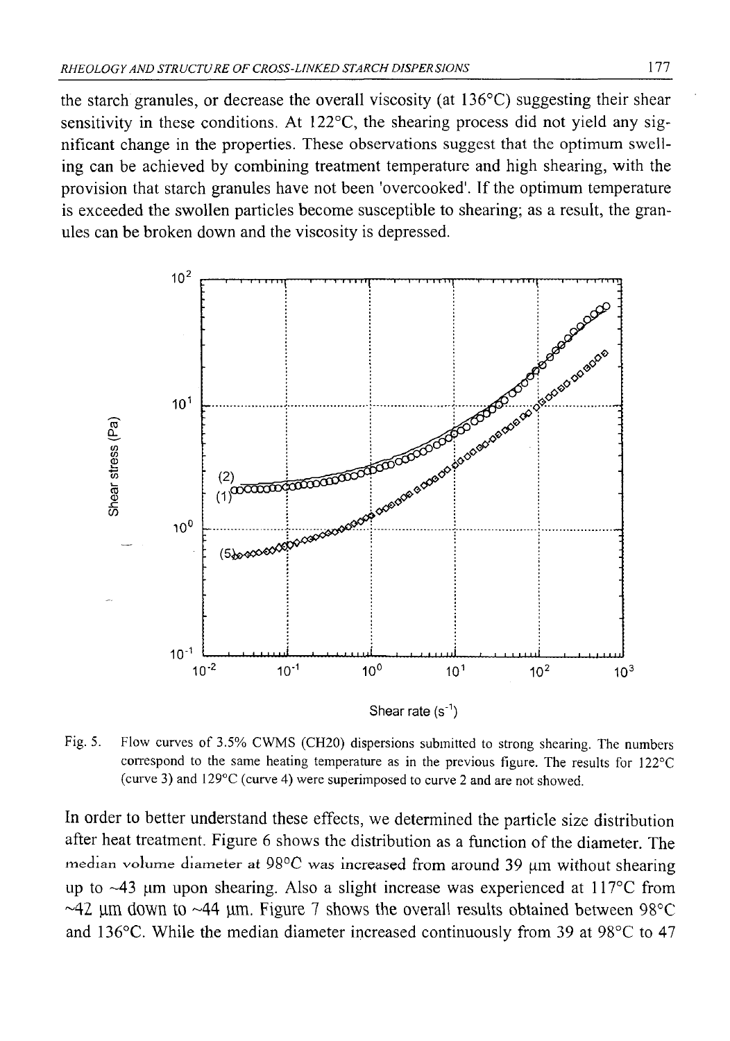the starch granules, or decrease the overall viscosity (at 136°C) suggesting their shear sensitivity in these conditions. At 122°C, the shearing process did not yield any significant change in the properties. These observations suggest that the optimum swelling can be achieved by combining treatment temperature and high shearing, with the provision that starch granules have not been 'overcooked'. If the optimum temperature is exceeded the swollen particles become susceptible to shearing; as a result, the granules can be broken down and the viscosity is depressed.

Fig. 5. Flow curves of 3.5% CWMS (CH20) dispersions submitted to strong shearing. The numbers correspond to the same heating temperature as in the previous figure. The results for 122°C (curve 3) and 129°C (curve 4) were superimposed to curve 2 and are not showed.

In order to better understand these effects, we determined the particle size distribution after heat treatment. Figure 6 shows the distribution as a function of the diameter. The median volume diameter at 98°C was increased from around 39 μm without shearing up to ~43 μm upon shearing. Also a slight increase was experienced at 117°C from ~42 μm down to ~44 μm. Figure 7 shows the overall results obtained between 98°C and 136°C. While the median diameter increased continuously from 39 at 98°C to 47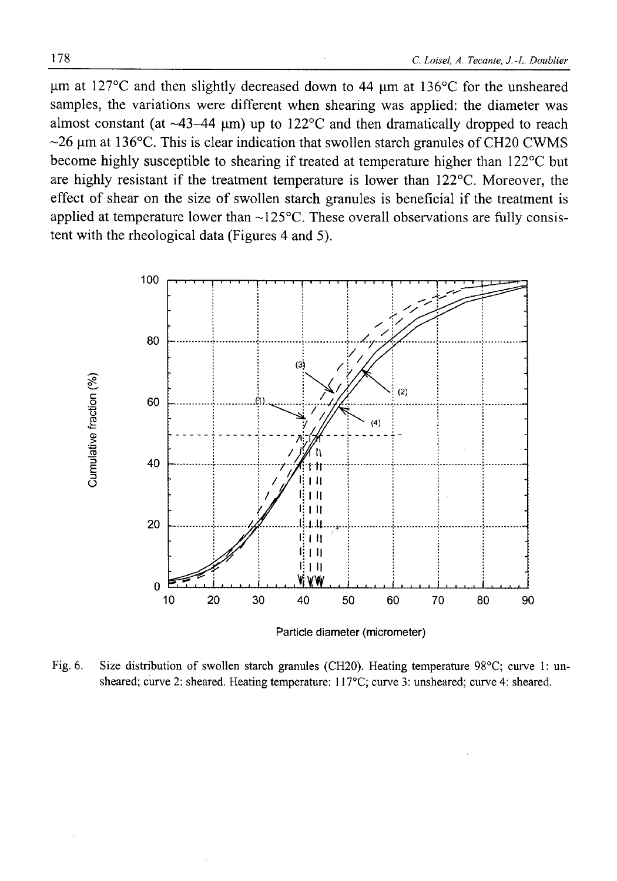μm at 127°C and then slightly decreased down to 44 μm at 136°C for the unsheared samples, the variations were different when shearing was applied: the diameter was almost constant (at ~43–44 μm) up to 122°C and then dramatically dropped to reach ~26 μm at 136°C. This is clear indication that swollen starch granules of CH20 CWMS become highly susceptible to shearing if treated at temperature higher than 122°C but are highly resistant if the treatment temperature is lower than 122°C. Moreover, the effect of shear on the size of swollen starch granules is beneficial if the treatment is applied at temperature lower than ~125°C. These overall observations are fully consistent with the rheological data (Figures 4 and 5).

Fig. 6. Size distribution of swollen starch granules (CH20). Heating temperature 98°C; curve 1: unsheared; curve 2: sheared. Heating temperature: 117°C; curve 3: unsheared; curve 4: sheared.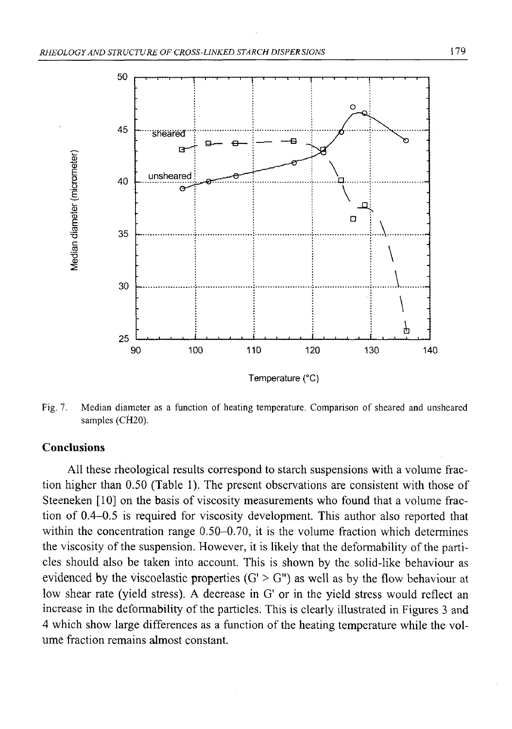Fig. 7. Median diameter as a function of heating temperature. Comparison of sheared and unsheared samples (CH20).

## Conclusions

All these rheological results correspond to starch suspensions with a volume fraction higher than 0.50 (Table 1). The present observations are consistent with those of Steeneken [10] on the basis of viscosity measurements who found that a volume fraction of 0.4–0.5 is required for viscosity development. This author also reported that within the concentration range 0.50–0.70, it is the volume fraction which determines the viscosity of the suspension. However, it is likely that the deformability of the particles should also be taken into account. This is shown by the solid-like behaviour as evidenced by the viscoelastic properties (G' > G") as well as by the flow behaviour at low shear rate (yield stress). A decrease in G' or in the yield stress would reflect an increase in the deformability of the particles. This is clearly illustrated in Figures 3 and 4 which show large differences as a function of the heating temperature while the volume fraction remains almost constant.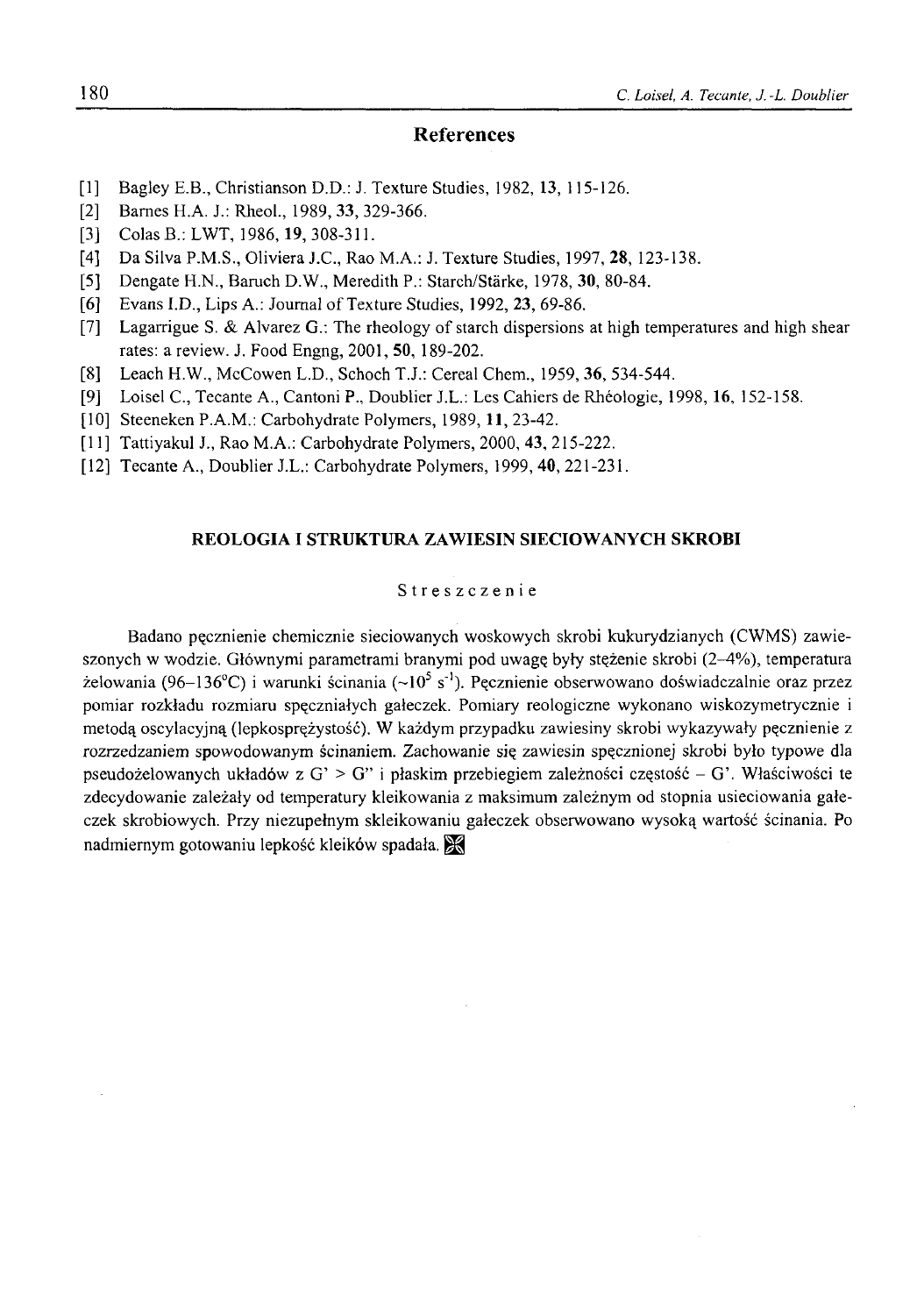## References

[1] Bagley E.B., Christianson D.D.: J. Texture Studies, 1982, **13**, 115-126.
[2] Barnes H.A. J.: Rheol., 1989, **33**, 329-366.
[3] Colas B.: LWT, 1986, **19**, 308-311.
[4] Da Silva P.M.S., Oliviera J.C., Rao M.A.: J. Texture Studies, 1997, **28**, 123-138.
[5] Dengate H.N., Baruch D.W., Meredith P.: Starch/Stärke, 1978, **30**, 80-84.
[6] Evans I.D., Lips A.: Journal of Texture Studies, 1992, **23**, 69-86.
[7] Lagarrigue S. & Alvarez G.: The rheology of starch dispersions at high temperatures and high shear rates: a review. J. Food Engng, 2001, **50**, 189-202.
[8] Leach H.W., McCowen L.D., Schoch T.J.: Cereal Chem., 1959, **36**, 534-544.
[9] Loisel C., Tecante A., Cantoni P., Doublier J.L.: Les Cahiers de Rhéologie, 1998, **16**, 152-158.
[10] Steeneken P.A.M.: Carbohydrate Polymers, 1989, **11**, 23-42.
[11] Tattiyakul J., Rao M.A.: Carbohydrate Polymers, 2000, **43**, 215-222.
[12] Tecante A., Doublier J.L.: Carbohydrate Polymers, 1999, **40**, 221-231.

## REOLOGIA I STRUKTURA ZAWIESIN SIECIOWANYCH SKROBI

### Streszczenie

Badano pęcznienie chemicznie sieciowanych woskowych skrobi kukurydzianych (CWMS) zawieszonych w wodzie. Głównymi parametrami branymi pod uwagę były stężenie skrobi (2–4%), temperatura żelowania (96–136°C) i warunki ścinania (~$10^5$ $s^{-1}$). Pęcznienie obserwowano doświadczalnie oraz przez pomiar rozkładu rozmiaru spęczniałych gałeczek. Pomiary reologiczne wykonano wiskozymetrycznie i metodą oscylacyjną (lepkosprężystość). W każdym przypadku zawiesiny skrobi wykazywały pęcznienie z rozrzedzaniem spowodowanym ścinaniem. Zachowanie się zawiesin spęcznionej skrobi było typowe dla pseudożelowanych układów z G' > G" i płaskim przebiegiem zależności częstość – G'. Właściwości te zdecydowanie zależały od temperatury kleikowania z maksimum zależnym od stopnia usieciowania gałeczek skrobiowych. Przy niezupełnym skleikowaniu gałeczek obserwowano wysoką wartość ścinania. Po nadmiernym gotowaniu lepkość kleików spadała.